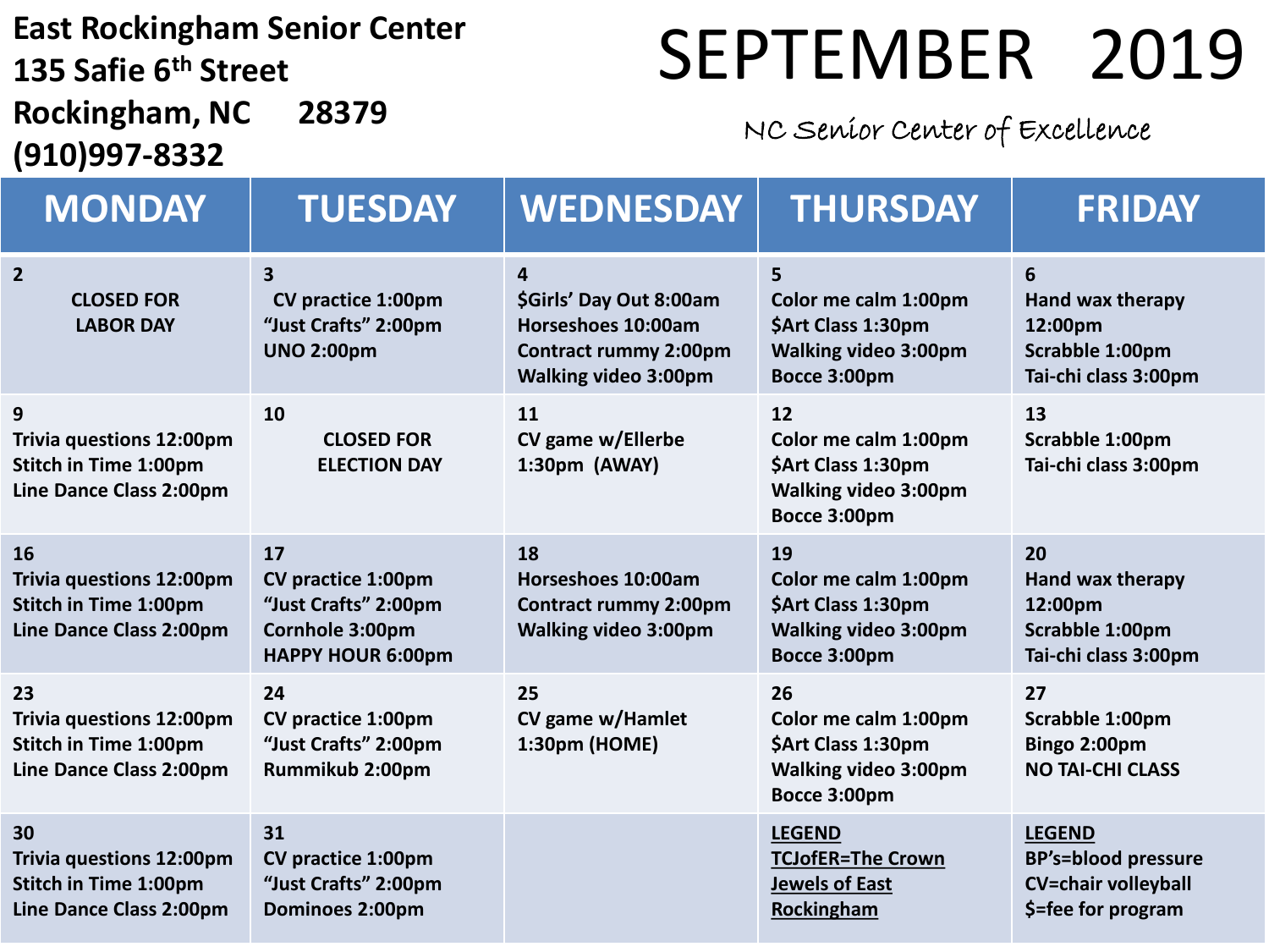**East Rockingham Senior Center**
**135 Safie 6th Street**
**Rockingham, NC 28379**
**(910)997-8332**

# SEPTEMBER 2019

*NC Senior Center of Excellence*

| MONDAY | TUESDAY | WEDNESDAY | THURSDAY | FRIDAY |
|---|---|---|---|---|
| 2<br>CLOSED FOR LABOR DAY | 3<br>CV practice 1:00pm<br>"Just Crafts" 2:00pm<br>UNO 2:00pm | 4<br>$Girls' Day Out 8:00am<br>Horseshoes 10:00am<br>Contract rummy 2:00pm<br>Walking video 3:00pm | 5<br>Color me calm 1:00pm<br>$Art Class 1:30pm<br>Walking video 3:00pm<br>Bocce 3:00pm | 6<br>Hand wax therapy 12:00pm<br>Scrabble 1:00pm<br>Tai-chi class 3:00pm |
| 9<br>Trivia questions 12:00pm<br>Stitch in Time 1:00pm<br>Line Dance Class 2:00pm | 10<br>CLOSED FOR ELECTION DAY | 11<br>CV game w/Ellerbe 1:30pm (AWAY) | 12<br>Color me calm 1:00pm<br>$Art Class 1:30pm<br>Walking video 3:00pm<br>Bocce 3:00pm | 13<br>Scrabble 1:00pm<br>Tai-chi class 3:00pm |
| 16<br>Trivia questions 12:00pm<br>Stitch in Time 1:00pm<br>Line Dance Class 2:00pm | 17<br>CV practice 1:00pm<br>"Just Crafts" 2:00pm<br>Cornhole 3:00pm<br>HAPPY HOUR 6:00pm | 18<br>Horseshoes 10:00am<br>Contract rummy 2:00pm<br>Walking video 3:00pm | 19<br>Color me calm 1:00pm<br>$Art Class 1:30pm<br>Walking video 3:00pm<br>Bocce 3:00pm | 20<br>Hand wax therapy 12:00pm<br>Scrabble 1:00pm<br>Tai-chi class 3:00pm |
| 23<br>Trivia questions 12:00pm<br>Stitch in Time 1:00pm<br>Line Dance Class 2:00pm | 24<br>CV practice 1:00pm<br>"Just Crafts" 2:00pm<br>Rummikub 2:00pm | 25<br>CV game w/Hamlet 1:30pm (HOME) | 26<br>Color me calm 1:00pm<br>$Art Class 1:30pm<br>Walking video 3:00pm<br>Bocce 3:00pm | 27<br>Scrabble 1:00pm<br>Bingo 2:00pm<br>NO TAI-CHI CLASS |
| 30<br>Trivia questions 12:00pm<br>Stitch in Time 1:00pm<br>Line Dance Class 2:00pm | 31<br>CV practice 1:00pm<br>"Just Crafts" 2:00pm<br>Dominoes 2:00pm | | LEGEND<br>TCJofER=The Crown Jewels of East Rockingham | LEGEND<br>BP's=blood pressure<br>CV=chair volleyball<br>$=fee for program |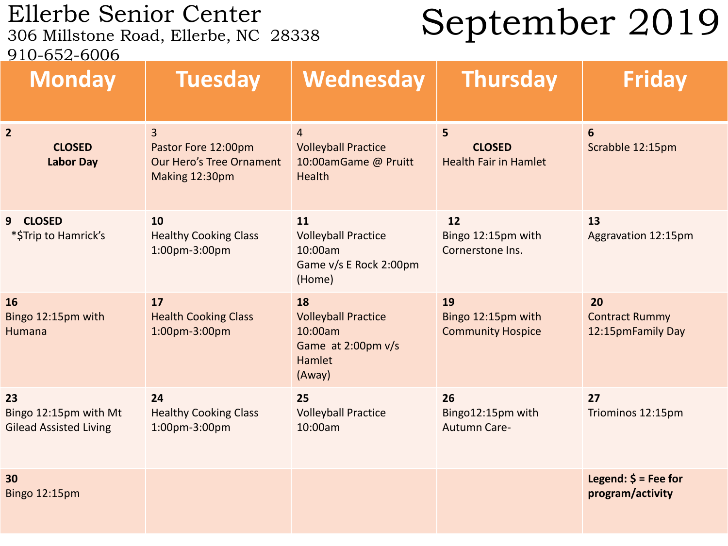# Ellerbe Senior Center

306 Millstone Road, Ellerbe, NC 28338
910-652-6006

# September 2019

| Monday | Tuesday | Wednesday | Thursday | Friday |
|---|---|---|---|---|
| 2<br>**CLOSED**<br>**Labor Day** | 3<br>Pastor Fore 12:00pm<br>Our Hero's Tree Ornament Making 12:30pm | 4<br>Volleyball Practice 10:00amGame @ Pruitt Health | 5<br>**CLOSED**<br>Health Fair in Hamlet | 6<br>Scrabble 12:15pm |
| 9 **CLOSED**<br>*$Trip to Hamrick's | 10<br>Healthy Cooking Class 1:00pm-3:00pm | 11<br>Volleyball Practice 10:00am<br>Game v/s E Rock 2:00pm (Home) | 12<br>Bingo 12:15pm with Cornerstone Ins. | 13<br>Aggravation 12:15pm |
| 16<br>Bingo 12:15pm with Humana | 17<br>Health Cooking Class 1:00pm-3:00pm | 18<br>Volleyball Practice 10:00am<br>Game at 2:00pm v/s Hamlet<br>(Away) | 19<br>Bingo 12:15pm with Community Hospice | 20<br>Contract Rummy 12:15pmFamily Day |
| 23<br>Bingo 12:15pm with Mt Gilead Assisted Living | 24<br>Healthy Cooking Class 1:00pm-3:00pm | 25<br>Volleyball Practice 10:00am | 26<br>Bingo12:15pm with Autumn Care- | 27<br>Triominos 12:15pm |
| 30<br>Bingo 12:15pm | | | | **Legend: $ = Fee for program/activity** |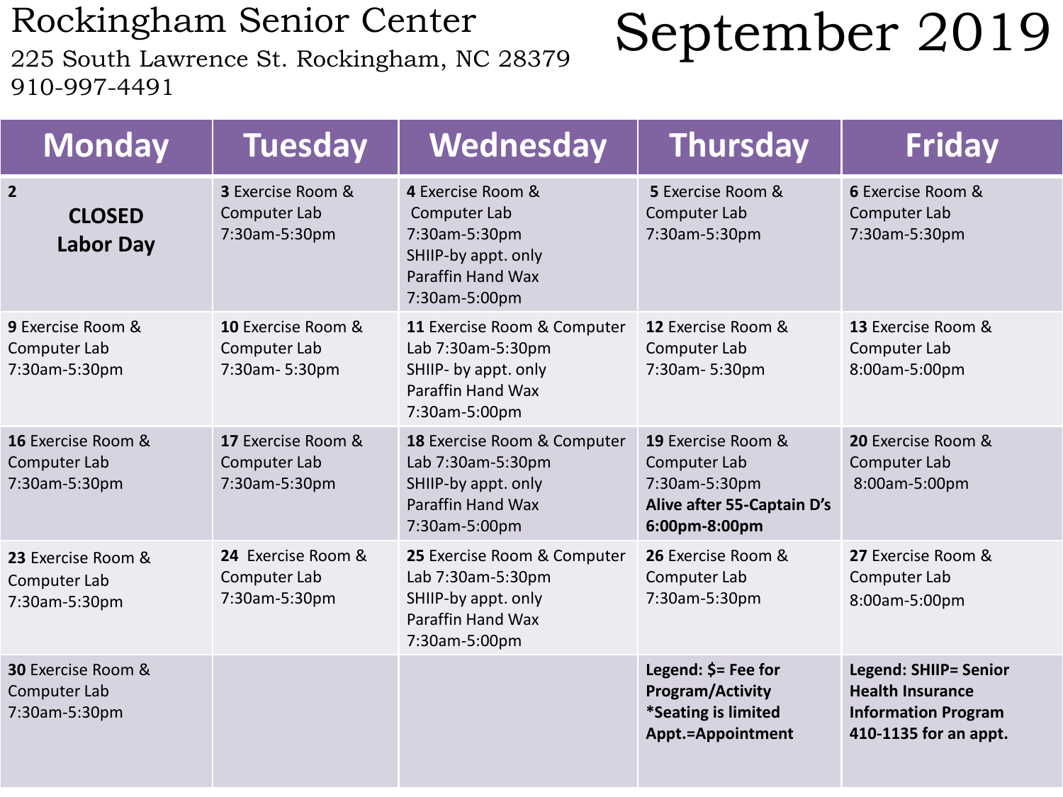# Rockingham Senior Center

225 South Lawrence St. Rockingham, NC 28379

910-997-4491

# September 2019

| Monday | Tuesday | Wednesday | Thursday | Friday |
|---|---|---|---|---|
| **2** **CLOSED Labor Day** | **3** Exercise Room & Computer Lab 7:30am-5:30pm | **4** Exercise Room & Computer Lab 7:30am-5:30pm SHIIP-by appt. only Paraffin Hand Wax 7:30am-5:00pm | **5** Exercise Room & Computer Lab 7:30am-5:30pm | **6** Exercise Room & Computer Lab 7:30am-5:30pm |
| **9** Exercise Room & Computer Lab 7:30am-5:30pm | **10** Exercise Room & Computer Lab 7:30am- 5:30pm | **11** Exercise Room & Computer Lab 7:30am-5:30pm SHIIP- by appt. only Paraffin Hand Wax 7:30am-5:00pm | **12** Exercise Room & Computer Lab 7:30am- 5:30pm | **13** Exercise Room & Computer Lab 8:00am-5:00pm |
| **16** Exercise Room & Computer Lab 7:30am-5:30pm | **17** Exercise Room & Computer Lab 7:30am-5:30pm | **18** Exercise Room & Computer Lab 7:30am-5:30pm SHIIP-by appt. only Paraffin Hand Wax 7:30am-5:00pm | **19** Exercise Room & Computer Lab 7:30am-5:30pm **Alive after 55-Captain D's 6:00pm-8:00pm** | **20** Exercise Room & Computer Lab 8:00am-5:00pm |
| **23** Exercise Room & Computer Lab 7:30am-5:30pm | **24** Exercise Room & Computer Lab 7:30am-5:30pm | **25** Exercise Room & Computer Lab 7:30am-5:30pm SHIIP-by appt. only Paraffin Hand Wax 7:30am-5:00pm | **26** Exercise Room & Computer Lab 7:30am-5:30pm | **27** Exercise Room & Computer Lab 8:00am-5:00pm |
| **30** Exercise Room & Computer Lab 7:30am-5:30pm | | | **Legend: $= Fee for Program/Activity *Seating is limited Appt.=Appointment** | **Legend: SHIIP= Senior Health Insurance Information Program 410-1135 for an appt.** |